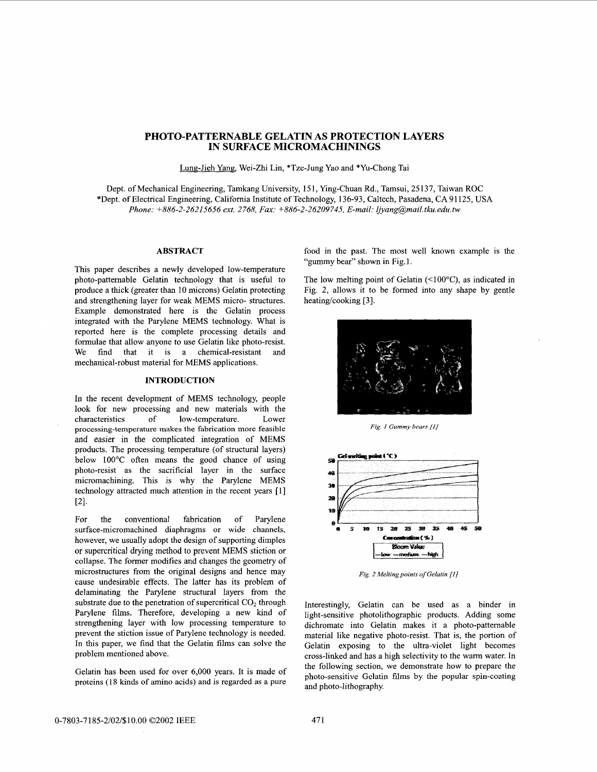# PHOTO-PATTERNABLE GELATIN AS PROTECTION LAYERS IN SURFACE MICROMACHININGS

Lung-Jieh Yang, Wei-Zhi Lin, *Tze-Jung Yao and *Yu-Chong Tai

Dept. of Mechanical Engineering, Tamkang University, 151, Ying-Chuan Rd., Tamsui, 25137, Taiwan ROC
*Dept. of Electrical Engineering, California Institute of Technology, 136-93, Caltech, Pasadena, CA 91125, USA
*Phone: +886-2-26215656 ext. 2768, Fax: +886-2-26209745, E-mail: ljyang@mail.tku.edu.tw*

## ABSTRACT

This paper describes a newly developed low-temperature photo-patternable Gelatin technology that is useful to produce a thick (greater than 10 microns) Gelatin protecting and strengthening layer for weak MEMS micro- structures. Example demonstrated here is the Gelatin process integrated with the Parylene MEMS technology. What is reported here is the complete processing details and formulae that allow anyone to use Gelatin like photo-resist. We find that it is a chemical-resistant and mechanical-robust material for MEMS applications.

## INTRODUCTION

In the recent development of MEMS technology, people look for new processing and new materials with the characteristics of low-temperature. Lower processing-temperature makes the fabrication more feasible and easier in the complicated integration of MEMS products. The processing temperature (of structural layers) below 100°C often means the good chance of using photo-resist as the sacrificial layer in the surface micromachining. This is why the Parylene MEMS technology attracted much attention in the recent years [1] [2].

For the conventional fabrication of Parylene surface-micromachined diaphragms or wide channels, however, we usually adopt the design of supporting dimples or supercritical drying method to prevent MEMS stiction or collapse. The former modifies and changes the geometry of microstructures from the original designs and hence may cause undesirable effects. The latter has its problem of delaminating the Parylene structural layers from the substrate due to the penetration of supercritical $CO_2$ through Parylene films. Therefore, developing a new kind of strengthening layer with low processing temperature to prevent the stiction issue of Parylene technology is needed. In this paper, we find that the Gelatin films can solve the problem mentioned above.

Gelatin has been used for over 6,000 years. It is made of proteins (18 kinds of amino acids) and is regarded as a pure food in the past. The most well known example is the "gummy bear" shown in Fig.1.

The low melting point of Gelatin (<100°C), as indicated in Fig. 2, allows it to be formed into any shape by gentle heating/cooking [3].

*Fig. 1 Gummy bears [1]*

*Fig. 2 Melting points of Gelatin [1]*

Interestingly, Gelatin can be used as a binder in light-sensitive photolithographic products. Adding some dichromate into Gelatin makes it a photo-patternable material like negative photo-resist. That is, the portion of Gelatin exposing to the ultra-violet light becomes cross-linked and has a high selectivity to the warm water. In the following section, we demonstrate how to prepare the photo-sensitive Gelatin films by the popular spin-coating and photo-lithography.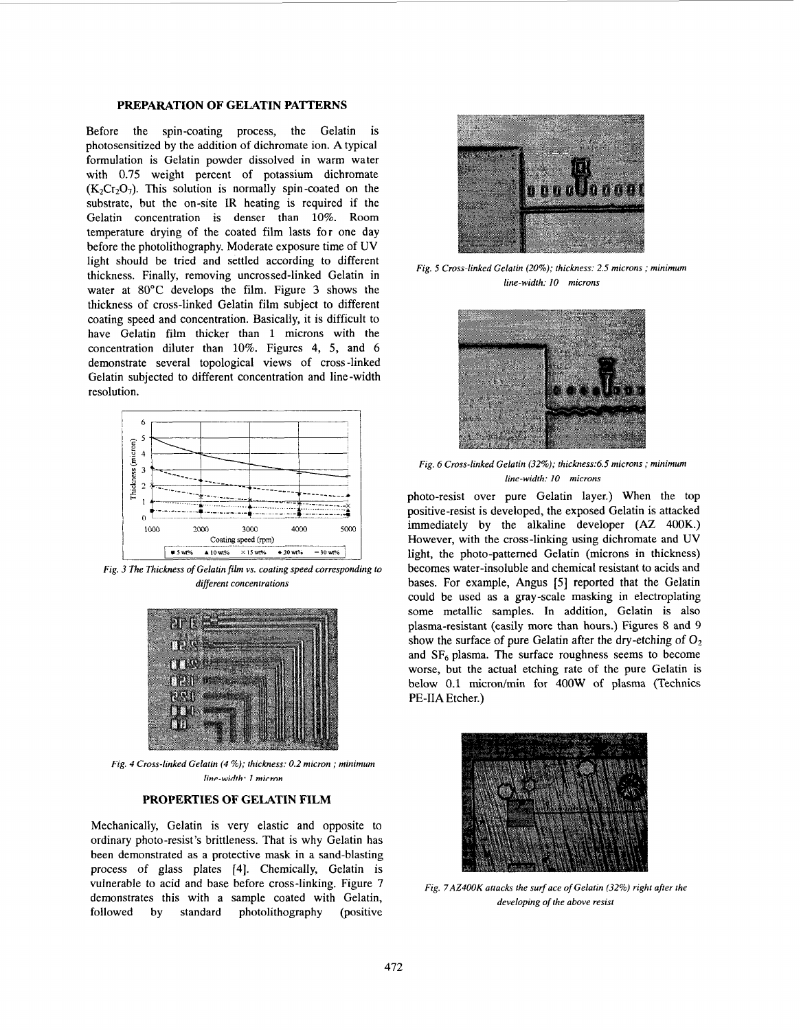## PREPARATION OF GELATIN PATTERNS

Before the spin-coating process, the Gelatin is photosensitized by the addition of dichromate ion. A typical formulation is Gelatin powder dissolved in warm water with 0.75 weight percent of potassium dichromate ($K_2Cr_2O_7$). This solution is normally spin-coated on the substrate, but the on-site IR heating is required if the Gelatin concentration is denser than 10%. Room temperature drying of the coated film lasts for one day before the photolithography. Moderate exposure time of UV light should be tried and settled according to different thickness. Finally, removing uncrossed-linked Gelatin in water at 80°C develops the film. Figure 3 shows the thickness of cross-linked Gelatin film subject to different coating speed and concentration. Basically, it is difficult to have Gelatin film thicker than 1 microns with the concentration diluter than 10%. Figures 4, 5, and 6 demonstrate several topological views of cross-linked Gelatin subjected to different concentration and line-width resolution.

*Fig. 3 The Thickness of Gelatin film vs. coating speed corresponding to different concentrations*

*Fig. 4 Cross-linked Gelatin (4 %); thickness: 0.2 micron ; minimum line-width: 1 micron*

*Fig. 5 Cross-linked Gelatin (20%); thickness: 2.5 microns ; minimum line-width: 10 microns*

*Fig. 6 Cross-linked Gelatin (32%); thickness:6.5 microns ; minimum line-width: 10 microns*

## PROPERTIES OF GELATIN FILM

Mechanically, Gelatin is very elastic and opposite to ordinary photo-resist's brittleness. That is why Gelatin has been demonstrated as a protective mask in a sand-blasting process of glass plates [4]. Chemically, Gelatin is vulnerable to acid and base before cross-linking. Figure 7 demonstrates this with a sample coated with Gelatin, followed by standard photolithography (positive photo-resist over pure Gelatin layer.) When the top positive-resist is developed, the exposed Gelatin is attacked immediately by the alkaline developer (AZ 400K.) However, with the cross-linking using dichromate and UV light, the photo-patterned Gelatin (microns in thickness) becomes water-insoluble and chemical resistant to acids and bases. For example, Angus [5] reported that the Gelatin could be used as a gray-scale masking in electroplating some metallic samples. In addition, Gelatin is also plasma-resistant (easily more than hours.) Figures 8 and 9 show the surface of pure Gelatin after the dry-etching of $O_2$ and $SF_6$ plasma. The surface roughness seems to become worse, but the actual etching rate of the pure Gelatin is below 0.1 micron/min for 400W of plasma (Technics PE-IIA Etcher.)

*Fig. 7 AZ400K attacks the surface of Gelatin (32%) right after the developing of the above resist*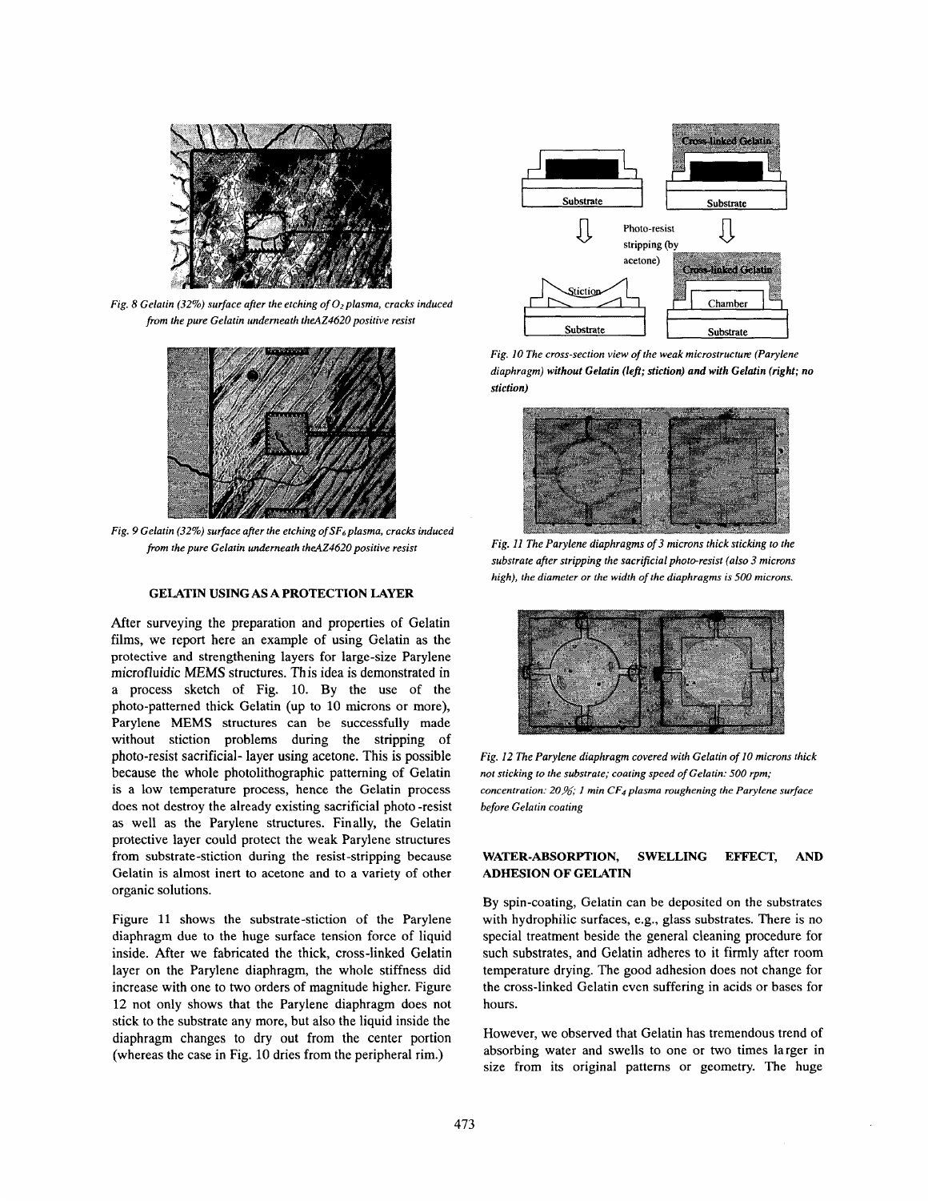*Fig. 8 Gelatin (32%) surface after the etching of $O_2$ plasma, cracks induced from the pure Gelatin underneath theAZ4620 positive resist*

*Fig. 9 Gelatin (32%) surface after the etching of $SF_6$ plasma, cracks induced from the pure Gelatin underneath theAZ4620 positive resist*

## GELATIN USING AS A PROTECTION LAYER

After surveying the preparation and properties of Gelatin films, we report here an example of using Gelatin as the protective and strengthening layers for large-size Parylene microfluidic MEMS structures. This idea is demonstrated in a process sketch of Fig. 10. By the use of the photo-patterned thick Gelatin (up to 10 microns or more), Parylene MEMS structures can be successfully made without stiction problems during the stripping of photo-resist sacrificial- layer using acetone. This is possible because the whole photolithographic patterning of Gelatin is a low temperature process, hence the Gelatin process does not destroy the already existing sacrificial photo-resist as well as the Parylene structures. Finally, the Gelatin protective layer could protect the weak Parylene structures from substrate-stiction during the resist-stripping because Gelatin is almost inert to acetone and to a variety of other organic solutions.

Figure 11 shows the substrate-stiction of the Parylene diaphragm due to the huge surface tension force of liquid inside. After we fabricated the thick, cross-linked Gelatin layer on the Parylene diaphragm, the whole stiffness did increase with one to two orders of magnitude higher. Figure 12 not only shows that the Parylene diaphragm does not stick to the substrate any more, but also the liquid inside the diaphragm changes to dry out from the center portion (whereas the case in Fig. 10 dries from the peripheral rim.)

Cross-linked Gelatin

Substrate

Substrate

Photo-resist stripping (by acetone)

Stiction

Cross-linked Gelatin

Chamber

Substrate

Substrate

*Fig. 10 The cross-section view of the weak microstructure (Parylene diaphragm) without Gelatin (left; stiction) and with Gelatin (right; no stiction)*

*Fig. 11 The Parylene diaphragms of 3 microns thick sticking to the substrate after stripping the sacrificial photo-resist (also 3 microns high), the diameter or the width of the diaphragms is 500 microns.*

*Fig. 12 The Parylene diaphragm covered with Gelatin of 10 microns thick not sticking to the substrate; coating speed of Gelatin: 500 rpm; concentration: 20%; 1 min $CF_4$ plasma roughening the Parylene surface before Gelatin coating*

## WATER-ABSORPTION, SWELLING EFFECT, AND ADHESION OF GELATIN

By spin-coating, Gelatin can be deposited on the substrates with hydrophilic surfaces, e.g., glass substrates. There is no special treatment beside the general cleaning procedure for such substrates, and Gelatin adheres to it firmly after room temperature drying. The good adhesion does not change for the cross-linked Gelatin even suffering in acids or bases for hours.

However, we observed that Gelatin has tremendous trend of absorbing water and swells to one or two times larger in size from its original patterns or geometry. The huge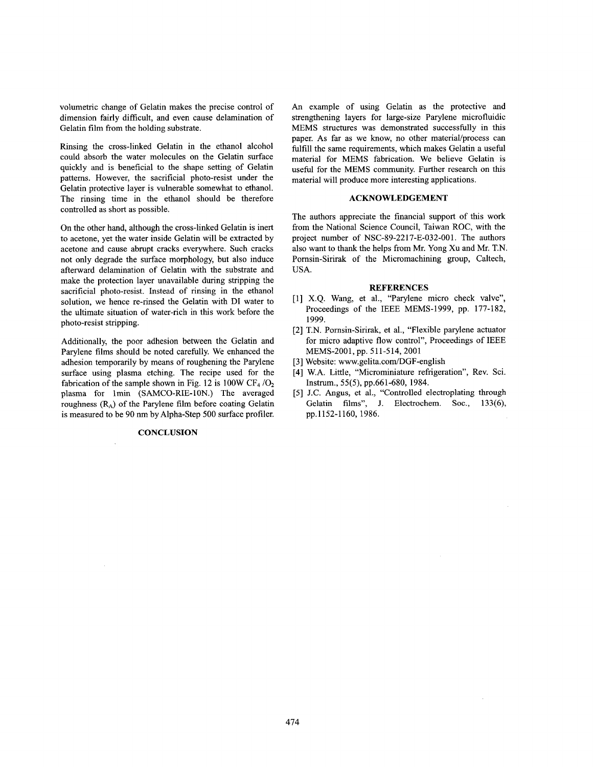volumetric change of Gelatin makes the precise control of dimension fairly difficult, and even cause delamination of Gelatin film from the holding substrate.

Rinsing the cross-linked Gelatin in the ethanol alcohol could absorb the water molecules on the Gelatin surface quickly and is beneficial to the shape setting of Gelatin patterns. However, the sacrificial photo-resist under the Gelatin protective layer is vulnerable somewhat to ethanol. The rinsing time in the ethanol should be therefore controlled as short as possible.

On the other hand, although the cross-linked Gelatin is inert to acetone, yet the water inside Gelatin will be extracted by acetone and cause abrupt cracks everywhere. Such cracks not only degrade the surface morphology, but also induce afterward delamination of Gelatin with the substrate and make the protection layer unavailable during stripping the sacrificial photo-resist. Instead of rinsing in the ethanol solution, we hence re-rinsed the Gelatin with DI water to the ultimate situation of water-rich in this work before the photo-resist stripping.

Additionally, the poor adhesion between the Gelatin and Parylene films should be noted carefully. We enhanced the adhesion temporarily by means of roughening the Parylene surface using plasma etching. The recipe used for the fabrication of the sample shown in Fig. 12 is 100W $CF_4$ /$O_2$ plasma for 1min (SAMCO-RIE-10N.) The averaged roughness ($R_A$) of the Parylene film before coating Gelatin is measured to be 90 nm by Alpha-Step 500 surface profiler.

## CONCLUSION

An example of using Gelatin as the protective and strengthening layers for large-size Parylene microfluidic MEMS structures was demonstrated successfully in this paper. As far as we know, no other material/process can fulfill the same requirements, which makes Gelatin a useful material for MEMS fabrication. We believe Gelatin is useful for the MEMS community. Further research on this material will produce more interesting applications.

## ACKNOWLEDGEMENT

The authors appreciate the financial support of this work from the National Science Council, Taiwan ROC, with the project number of NSC-89-2217-E-032-001. The authors also want to thank the helps from Mr. Yong Xu and Mr. T.N. Pornsin-Sirirak of the Micromachining group, Caltech, USA.

## REFERENCES

[1] X.Q. Wang, et al., "Parylene micro check valve", Proceedings of the IEEE MEMS-1999, pp. 177-182, 1999.

[2] T.N. Pornsin-Sirirak, et al., "Flexible parylene actuator for micro adaptive flow control", Proceedings of IEEE MEMS-2001, pp. 511-514, 2001

[3] Website: www.gelita.com/DGF-english

[4] W.A. Little, "Microminiature refrigeration", Rev. Sci. Instrum., 55(5), pp.661-680, 1984.

[5] J.C. Angus, et al., "Controlled electroplating through Gelatin films", J. Electrochem. Soc., 133(6), pp.1152-1160, 1986.